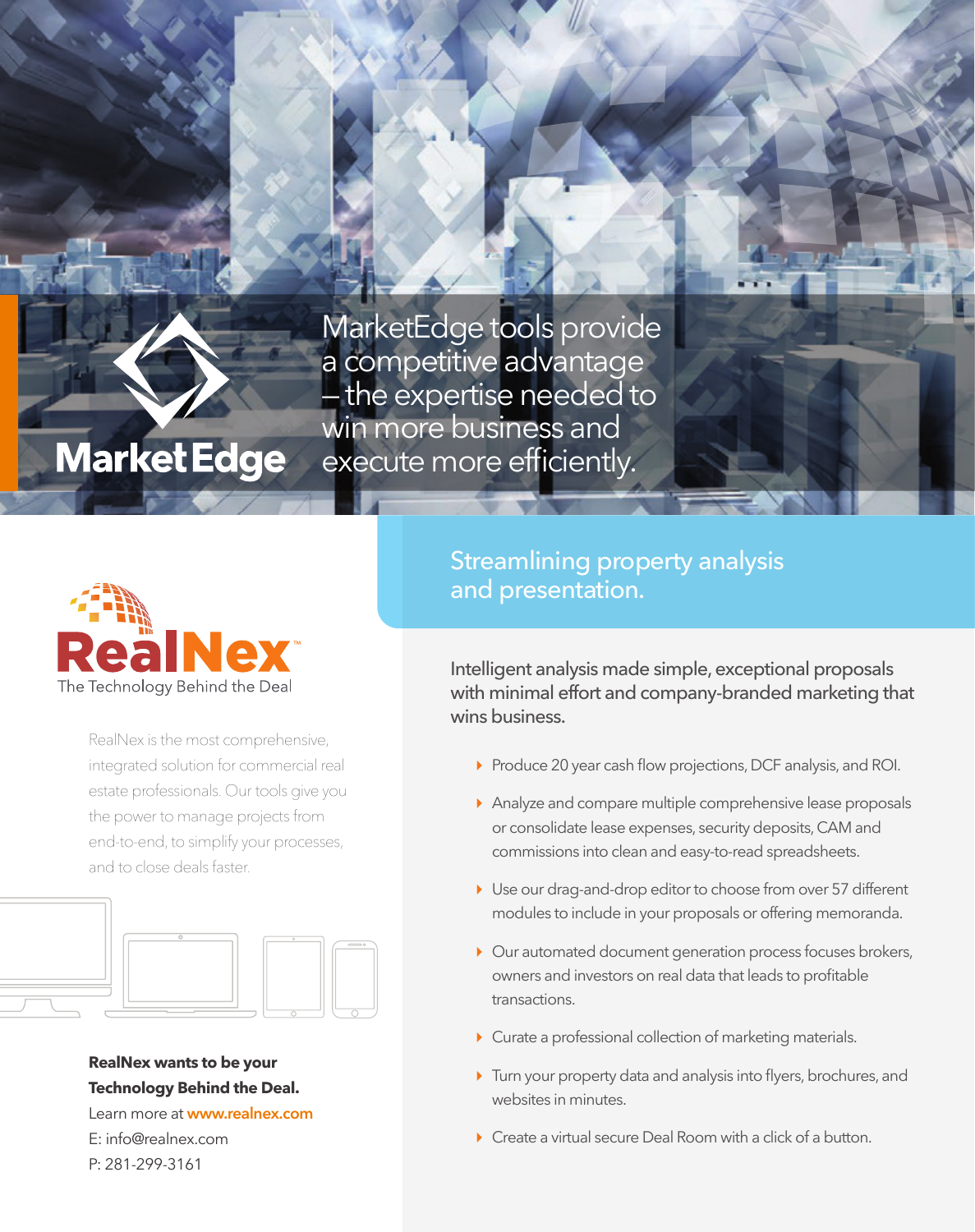# MarketEdge

MarketEdge tools provide a competitive advantage – the expertise needed to win more business and execute more efficiently.

## RealNex™

The Technology Behind the Deal

RealNex is the most comprehensive, integrated solution for commercial real estate professionals. Our tools give you the power to manage projects from end-to-end, to simplify your processes, and to close deals faster.

**RealNex wants to be your Technology Behind the Deal.**

Learn more at **www.realnex.com**

E: info@realnex.com

P: 281-299-3161

## Streamlining property analysis and presentation.

Intelligent analysis made simple, exceptional proposals with minimal effort and company-branded marketing that wins business.

- Produce 20 year cash flow projections, DCF analysis, and ROI.
- Analyze and compare multiple comprehensive lease proposals or consolidate lease expenses, security deposits, CAM and commissions into clean and easy-to-read spreadsheets.
- Use our drag-and-drop editor to choose from over 57 different modules to include in your proposals or offering memoranda.
- Our automated document generation process focuses brokers, owners and investors on real data that leads to profitable transactions.
- Curate a professional collection of marketing materials.
- Turn your property data and analysis into flyers, brochures, and websites in minutes.
- Create a virtual secure Deal Room with a click of a button.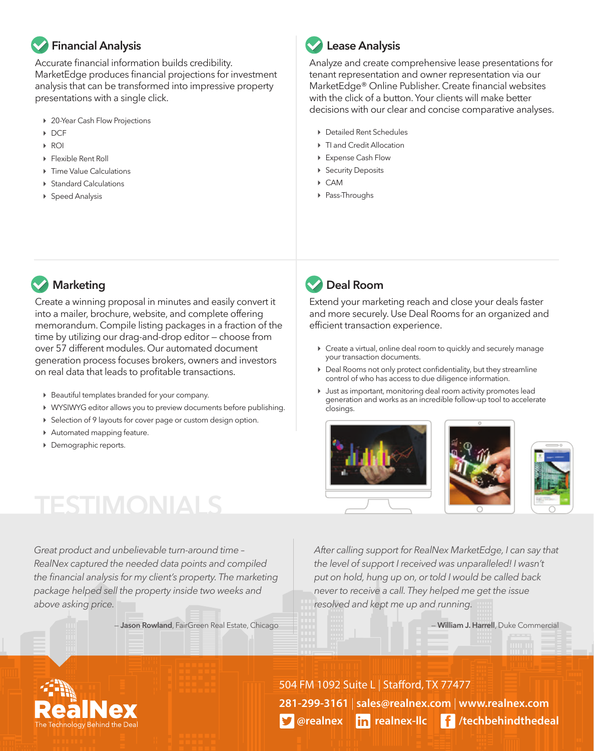## Financial Analysis

Accurate financial information builds credibility. MarketEdge produces financial projections for investment analysis that can be transformed into impressive property presentations with a single click.

- 20-Year Cash Flow Projections
- DCF
- ROI
- Flexible Rent Roll
- Time Value Calculations
- Standard Calculations
- Speed Analysis

## Lease Analysis

Analyze and create comprehensive lease presentations for tenant representation and owner representation via our MarketEdge® Online Publisher. Create financial websites with the click of a button. Your clients will make better decisions with our clear and concise comparative analyses.

- Detailed Rent Schedules
- TI and Credit Allocation
- Expense Cash Flow
- Security Deposits
- CAM
- Pass-Throughs

## Marketing

Create a winning proposal in minutes and easily convert it into a mailer, brochure, website, and complete offering memorandum. Compile listing packages in a fraction of the time by utilizing our drag-and-drop editor – choose from over 57 different modules. Our automated document generation process focuses brokers, owners and investors on real data that leads to profitable transactions.

- Beautiful templates branded for your company.
- WYSIWYG editor allows you to preview documents before publishing.
- Selection of 9 layouts for cover page or custom design option.
- Automated mapping feature.
- Demographic reports.

## Deal Room

Extend your marketing reach and close your deals faster and more securely. Use Deal Rooms for an organized and efficient transaction experience.

- Create a virtual, online deal room to quickly and securely manage your transaction documents.
- Deal Rooms not only protect confidentiality, but they streamline control of who has access to due diligence information.
- Just as important, monitoring deal room activity promotes lead generation and works as an incredible follow-up tool to accelerate closings.

# TESTIMONIALS

*Great product and unbelievable turn-around time – RealNex captured the needed data points and compiled the financial analysis for my client's property. The marketing package helped sell the property inside two weeks and above asking price.*

– **Jason Rowland**, FairGreen Real Estate, Chicago

*After calling support for RealNex MarketEdge, I can say that the level of support I received was unparalleled! I wasn't put on hold, hung up on, or told I would be called back never to receive a call. They helped me get the issue resolved and kept me up and running.*

– **William J. Harrell**, Duke Commercial

RealNex
The Technology Behind the Deal

504 FM 1092 Suite L | Stafford, TX 77477

**281-299-3161** | **sales@realnex.com** | **www.realnex.com**

**@realnex** **realnex-llc** **/techbehindthedeal**